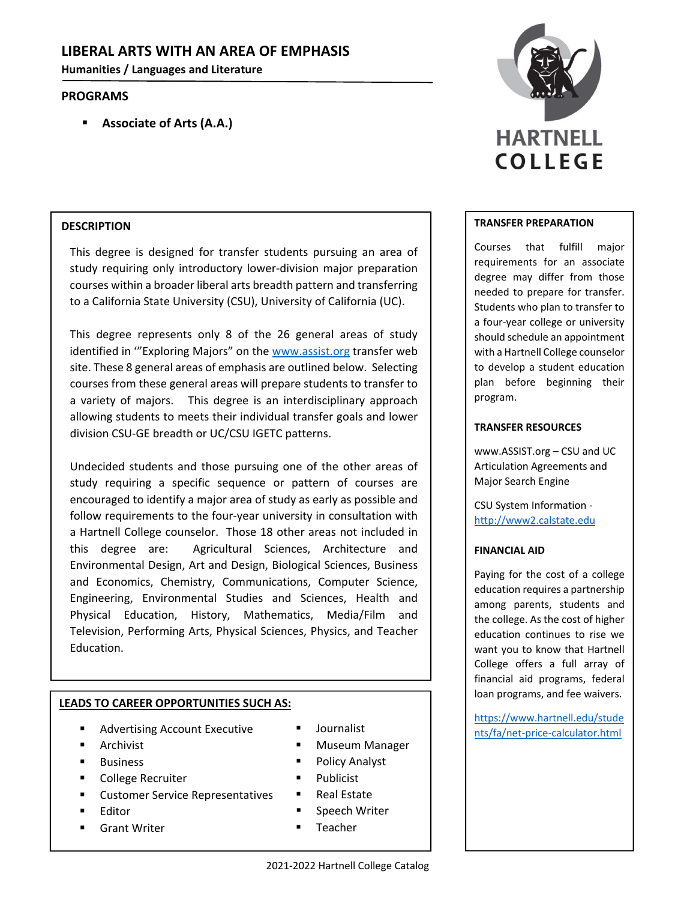# LIBERAL ARTS WITH AN AREA OF EMPHASIS

**Humanities / Languages and Literature**

## PROGRAMS

- **Associate of Arts (A.A.)**

HARTNELL COLLEGE

## DESCRIPTION

This degree is designed for transfer students pursuing an area of study requiring only introductory lower-division major preparation courses within a broader liberal arts breadth pattern and transferring to a California State University (CSU), University of California (UC).

This degree represents only 8 of the 26 general areas of study identified in '"Exploring Majors" on the www.assist.org transfer web site. These 8 general areas of emphasis are outlined below. Selecting courses from these general areas will prepare students to transfer to a variety of majors. This degree is an interdisciplinary approach allowing students to meets their individual transfer goals and lower division CSU-GE breadth or UC/CSU IGETC patterns.

Undecided students and those pursuing one of the other areas of study requiring a specific sequence or pattern of courses are encouraged to identify a major area of study as early as possible and follow requirements to the four-year university in consultation with a Hartnell College counselor. Those 18 other areas not included in this degree are: Agricultural Sciences, Architecture and Environmental Design, Art and Design, Biological Sciences, Business and Economics, Chemistry, Communications, Computer Science, Engineering, Environmental Studies and Sciences, Health and Physical Education, History, Mathematics, Media/Film and Television, Performing Arts, Physical Sciences, Physics, and Teacher Education.

## LEADS TO CAREER OPPORTUNITIES SUCH AS:

- Advertising Account Executive
- Archivist
- Business
- College Recruiter
- Customer Service Representatives
- Editor
- Grant Writer
- Journalist
- Museum Manager
- Policy Analyst
- Publicist
- Real Estate
- Speech Writer
- Teacher

## TRANSFER PREPARATION

Courses that fulfill major requirements for an associate degree may differ from those needed to prepare for transfer. Students who plan to transfer to a four-year college or university should schedule an appointment with a Hartnell College counselor to develop a student education plan before beginning their program.

## TRANSFER RESOURCES

www.ASSIST.org – CSU and UC Articulation Agreements and Major Search Engine

CSU System Information - http://www2.calstate.edu

## FINANCIAL AID

Paying for the cost of a college education requires a partnership among parents, students and the college. As the cost of higher education continues to rise we want you to know that Hartnell College offers a full array of financial aid programs, federal loan programs, and fee waivers.

https://www.hartnell.edu/students/fa/net-price-calculator.html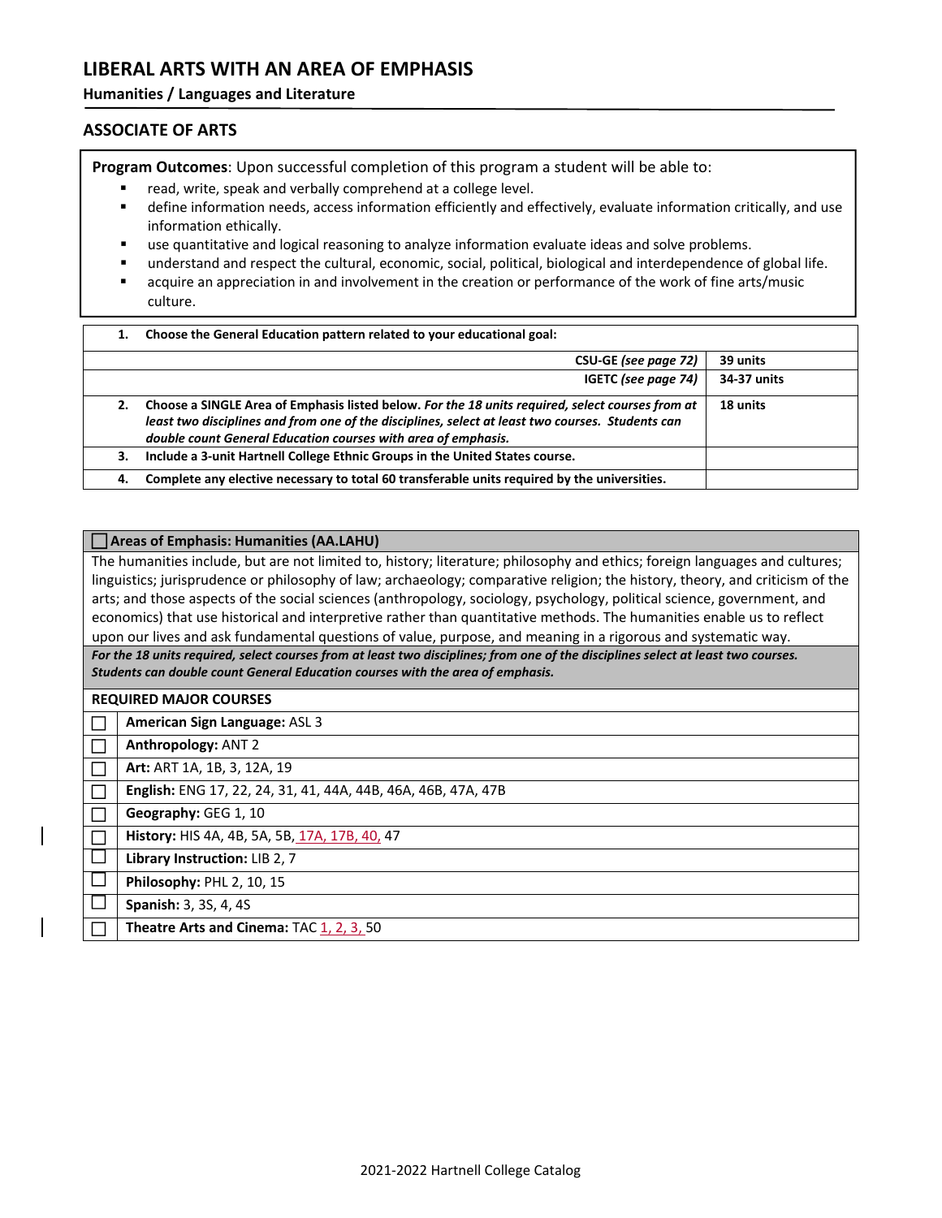## LIBERAL ARTS WITH AN AREA OF EMPHASIS

**Humanities / Languages and Literature**

## ASSOCIATE OF ARTS

**Program Outcomes**: Upon successful completion of this program a student will be able to:

- read, write, speak and verbally comprehend at a college level.
- define information needs, access information efficiently and effectively, evaluate information critically, and use information ethically.
- use quantitative and logical reasoning to analyze information evaluate ideas and solve problems.
- understand and respect the cultural, economic, social, political, biological and interdependence of global life.
- acquire an appreciation in and involvement in the creation or performance of the work of fine arts/music culture.

| | | |
|---|---|---|
| **1.** | **Choose the General Education pattern related to your educational goal:** | |
| | **CSU-GE** ***(see page 72)*** | **39 units** |
| | **IGETC** ***(see page 74)*** | **34-37 units** |
| **2.** | **Choose a SINGLE Area of Emphasis listed below.** ***For the 18 units required, select courses from at least two disciplines and from one of the disciplines, select at least two courses. Students can double count General Education courses with area of emphasis.*** | **18 units** |
| **3.** | **Include a 3-unit Hartnell College Ethnic Groups in the United States course.** | |
| **4.** | **Complete any elective necessary to total 60 transferable units required by the universities.** | |

| ☐ **Areas of Emphasis: Humanities (AA.LAHU)** | |
|---|---|
| The humanities include, but are not limited to, history; literature; philosophy and ethics; foreign languages and cultures; linguistics; jurisprudence or philosophy of law; archaeology; comparative religion; the history, theory, and criticism of the arts; and those aspects of the social sciences (anthropology, sociology, psychology, political science, government, and economics) that use historical and interpretive rather than quantitative methods. The humanities enable us to reflect upon our lives and ask fundamental questions of value, purpose, and meaning in a rigorous and systematic way. | |
| ***For the 18 units required, select courses from at least two disciplines; from one of the disciplines select at least two courses. Students can double count General Education courses with the area of emphasis.*** | |
| **REQUIRED MAJOR COURSES** | |
| ☐ | **American Sign Language:** ASL 3 |
| ☐ | **Anthropology:** ANT 2 |
| ☐ | **Art:** ART 1A, 1B, 3, 12A, 19 |
| ☐ | **English:** ENG 17, 22, 24, 31, 41, 44A, 44B, 46A, 46B, 47A, 47B |
| ☐ | **Geography:** GEG 1, 10 |
| ☐ | **History:** HIS 4A, 4B, 5A, 5B, 17A, 17B, 40, 47 |
| ☐ | **Library Instruction:** LIB 2, 7 |
| ☐ | **Philosophy:** PHL 2, 10, 15 |
| ☐ | **Spanish:** 3, 3S, 4, 4S |
| ☐ | **Theatre Arts and Cinema:** TAC 1, 2, 3, 50 |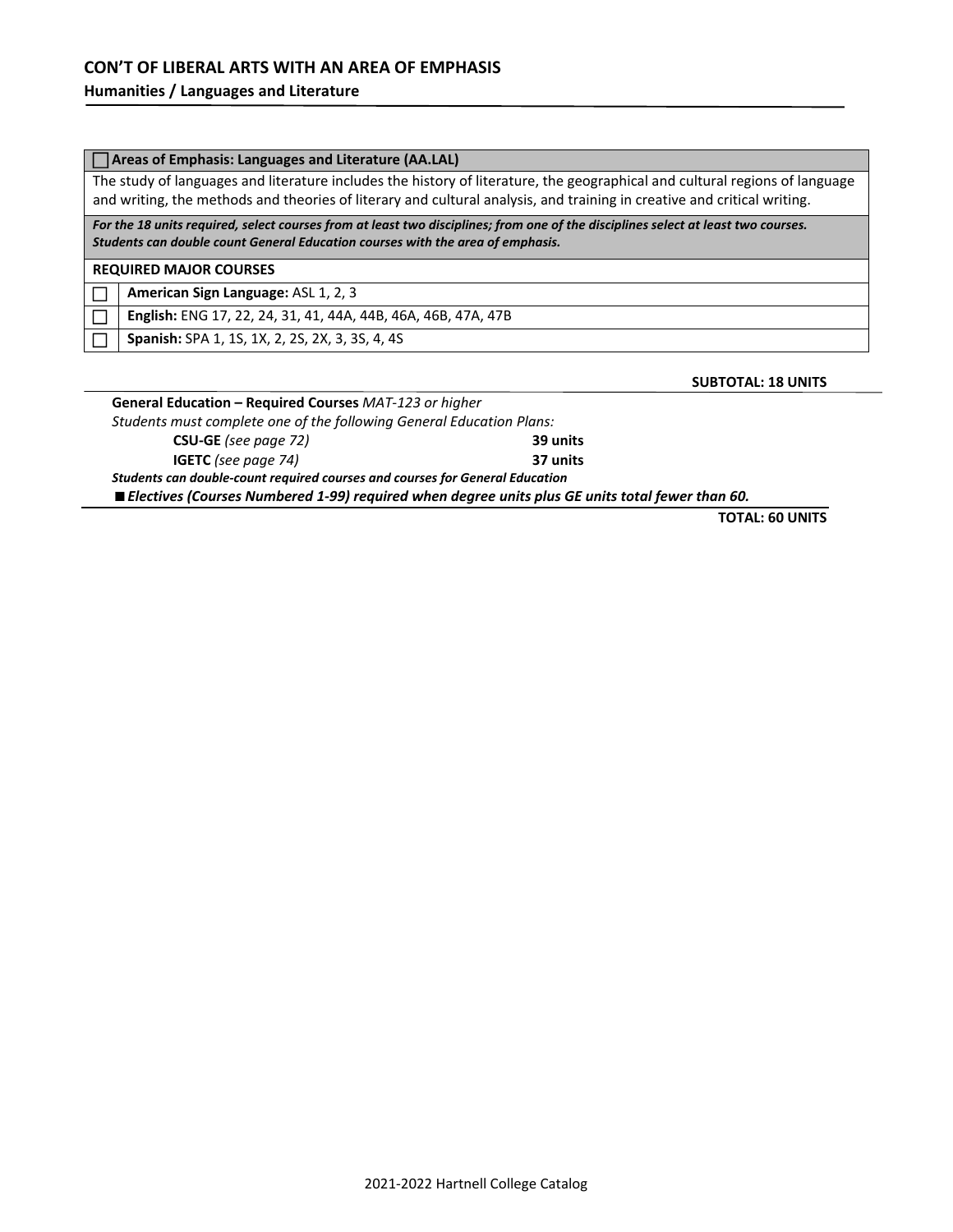## CON'T OF LIBERAL ARTS WITH AN AREA OF EMPHASIS

### Humanities / Languages and Literature

| ☐ **Areas of Emphasis: Languages and Literature (AA.LAL)** | |
|---|---|
| The study of languages and literature includes the history of literature, the geographical and cultural regions of language and writing, the methods and theories of literary and cultural analysis, and training in creative and critical writing. | |
| ***For the 18 units required, select courses from at least two disciplines; from one of the disciplines select at least two courses. Students can double count General Education courses with the area of emphasis.*** | |
| **REQUIRED MAJOR COURSES** | |
| ☐ | **American Sign Language:** ASL 1, 2, 3 |
| ☐ | **English:** ENG 17, 22, 24, 31, 41, 44A, 44B, 46A, 46B, 47A, 47B |
| ☐ | **Spanish:** SPA 1, 1S, 1X, 2, 2S, 2X, 3, 3S, 4, 4S |

**SUBTOTAL: 18 UNITS**

**General Education – Required Courses** *MAT-123 or higher*

*Students must complete one of the following General Education Plans:*

| | |
|---|---|
| **CSU-GE** *(see page 72)* | **39 units** |
| **IGETC** *(see page 74)* | **37 units** |

***Students can double-count required courses and courses for General Education***

■ ***Electives (Courses Numbered 1-99) required when degree units plus GE units total fewer than 60.***

**TOTAL: 60 UNITS**